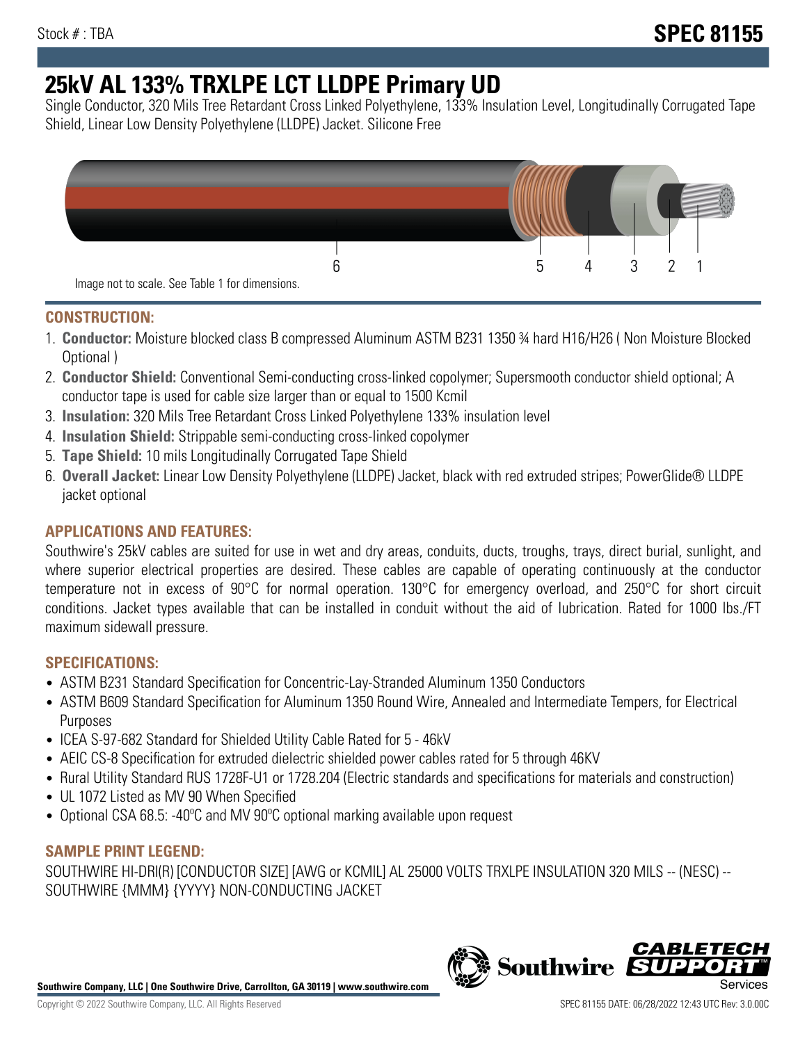Stock # : TBA

# SPEC 81155

# 25kV AL 133% TRXLPE LCT LLDPE Primary UD

Single Conductor, 320 Mils Tree Retardant Cross Linked Polyethylene, 133% Insulation Level, Longitudinally Corrugated Tape Shield, Linear Low Density Polyethylene (LLDPE) Jacket. Silicone Free

6 5 4 3 2 1

Image not to scale. See Table 1 for dimensions.

## CONSTRUCTION:

1. **Conductor:** Moisture blocked class B compressed Aluminum ASTM B231 1350 ¾ hard H16/H26 ( Non Moisture Blocked Optional )
2. **Conductor Shield:** Conventional Semi-conducting cross-linked copolymer; Supersmooth conductor shield optional; A conductor tape is used for cable size larger than or equal to 1500 Kcmil
3. **Insulation:** 320 Mils Tree Retardant Cross Linked Polyethylene 133% insulation level
4. **Insulation Shield:** Strippable semi-conducting cross-linked copolymer
5. **Tape Shield:** 10 mils Longitudinally Corrugated Tape Shield
6. **Overall Jacket:** Linear Low Density Polyethylene (LLDPE) Jacket, black with red extruded stripes; PowerGlide® LLDPE jacket optional

## APPLICATIONS AND FEATURES:

Southwire's 25kV cables are suited for use in wet and dry areas, conduits, ducts, troughs, trays, direct burial, sunlight, and where superior electrical properties are desired. These cables are capable of operating continuously at the conductor temperature not in excess of 90°C for normal operation. 130°C for emergency overload, and 250°C for short circuit conditions. Jacket types available that can be installed in conduit without the aid of lubrication. Rated for 1000 lbs./FT maximum sidewall pressure.

## SPECIFICATIONS:

- ASTM B231 Standard Specification for Concentric-Lay-Stranded Aluminum 1350 Conductors
- ASTM B609 Standard Specification for Aluminum 1350 Round Wire, Annealed and Intermediate Tempers, for Electrical Purposes
- ICEA S-97-682 Standard for Shielded Utility Cable Rated for 5 - 46kV
- AEIC CS-8 Specification for extruded dielectric shielded power cables rated for 5 through 46KV
- Rural Utility Standard RUS 1728F-U1 or 1728.204 (Electric standards and specifications for materials and construction)
- UL 1072 Listed as MV 90 When Specified
- Optional CSA 68.5: -40ºC and MV 90ºC optional marking available upon request

## SAMPLE PRINT LEGEND:

SOUTHWIRE HI-DRI(R) [CONDUCTOR SIZE] [AWG or KCMIL] AL 25000 VOLTS TRXLPE INSULATION 320 MILS -- (NESC) -- SOUTHWIRE {MMM} {YYYY} NON-CONDUCTING JACKET

**Southwire Company, LLC | One Southwire Drive, Carrollton, GA 30119 | www.southwire.com**

Copyright © 2022 Southwire Company, LLC. All Rights Reserved

SPEC 81155 DATE: 06/28/2022 12:43 UTC Rev: 3.0.00C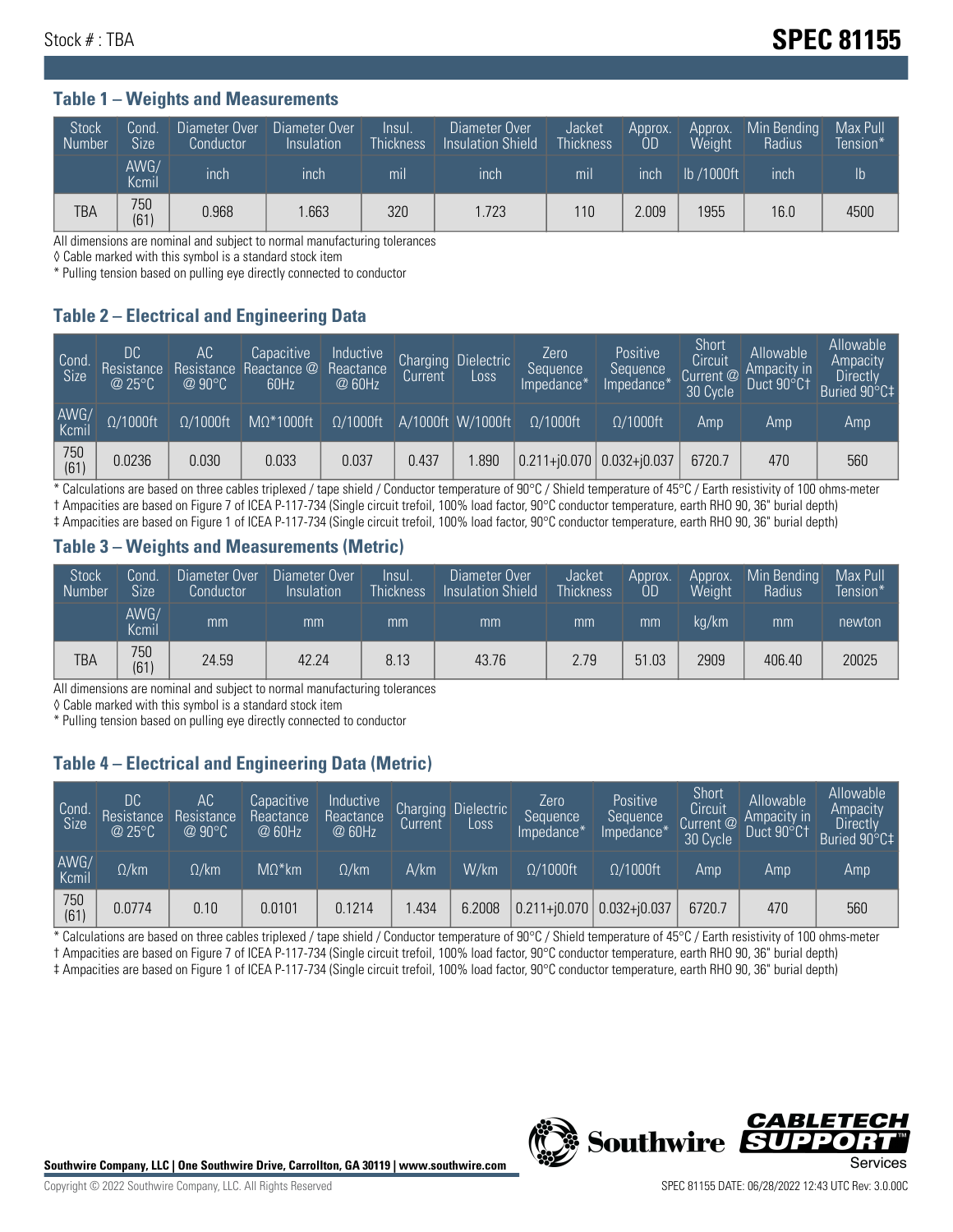Stock # : TBA

# SPEC 81155

## Table 1 – Weights and Measurements

| Stock Number | Cond. Size | Diameter Over Conductor | Diameter Over Insulation | Insul. Thickness | Diameter Over Insulation Shield | Jacket Thickness | Approx. OD | Approx. Weight | Min Bending Radius | Max Pull Tension* |
|---|---|---|---|---|---|---|---|---|---|---|
| | AWG/ Kcmil | inch | inch | mil | inch | mil | inch | lb /1000ft | inch | lb |
| TBA | 750 (61) | 0.968 | 1.663 | 320 | 1.723 | 110 | 2.009 | 1955 | 16.0 | 4500 |

All dimensions are nominal and subject to normal manufacturing tolerances

◊ Cable marked with this symbol is a standard stock item

* Pulling tension based on pulling eye directly connected to conductor

## Table 2 – Electrical and Engineering Data

| Cond. Size | DC Resistance @ 25°C | AC Resistance @ 90°C | Capacitive Reactance @ 60Hz | Inductive Reactance @ 60Hz | Charging Current | Dielectric Loss | Zero Sequence Impedance* | Positive Sequence Impedance* | Short Circuit Current @ 30 Cycle | Allowable Ampacity in Duct 90°C† | Allowable Ampacity Directly Buried 90°C‡ |
|---|---|---|---|---|---|---|---|---|---|---|---|
| AWG/ Kcmil | Ω/1000ft | Ω/1000ft | MΩ*1000ft | Ω/1000ft | A/1000ft | W/1000ft | Ω/1000ft | Ω/1000ft | Amp | Amp | Amp |
| 750 (61) | 0.0236 | 0.030 | 0.033 | 0.037 | 0.437 | 1.890 | 0.211+j0.070 | 0.032+j0.037 | 6720.7 | 470 | 560 |

* Calculations are based on three cables triplexed / tape shield / Conductor temperature of 90°C / Shield temperature of 45°C / Earth resistivity of 100 ohms-meter

† Ampacities are based on Figure 7 of ICEA P-117-734 (Single circuit trefoil, 100% load factor, 90°C conductor temperature, earth RHO 90, 36" burial depth)

‡ Ampacities are based on Figure 1 of ICEA P-117-734 (Single circuit trefoil, 100% load factor, 90°C conductor temperature, earth RHO 90, 36" burial depth)

## Table 3 – Weights and Measurements (Metric)

| Stock Number | Cond. Size | Diameter Over Conductor | Diameter Over Insulation | Insul. Thickness | Diameter Over Insulation Shield | Jacket Thickness | Approx. OD | Approx. Weight | Min Bending Radius | Max Pull Tension* |
|---|---|---|---|---|---|---|---|---|---|---|
| | AWG/ Kcmil | mm | mm | mm | mm | mm | mm | kg/km | mm | newton |
| TBA | 750 (61) | 24.59 | 42.24 | 8.13 | 43.76 | 2.79 | 51.03 | 2909 | 406.40 | 20025 |

All dimensions are nominal and subject to normal manufacturing tolerances

◊ Cable marked with this symbol is a standard stock item

* Pulling tension based on pulling eye directly connected to conductor

## Table 4 – Electrical and Engineering Data (Metric)

| Cond. Size | DC Resistance @ 25°C | AC Resistance @ 90°C | Capacitive Reactance @ 60Hz | Inductive Reactance @ 60Hz | Charging Current | Dielectric Loss | Zero Sequence Impedance* | Positive Sequence Impedance* | Short Circuit Current @ 30 Cycle | Allowable Ampacity in Duct 90°C† | Allowable Ampacity Directly Buried 90°C‡ |
|---|---|---|---|---|---|---|---|---|---|---|---|
| AWG/ Kcmil | Ω/km | Ω/km | MΩ*km | Ω/km | A/km | W/km | Ω/1000ft | Ω/1000ft | Amp | Amp | Amp |
| 750 (61) | 0.0774 | 0.10 | 0.0101 | 0.1214 | 1.434 | 6.2008 | 0.211+j0.070 | 0.032+j0.037 | 6720.7 | 470 | 560 |

* Calculations are based on three cables triplexed / tape shield / Conductor temperature of 90°C / Shield temperature of 45°C / Earth resistivity of 100 ohms-meter

† Ampacities are based on Figure 7 of ICEA P-117-734 (Single circuit trefoil, 100% load factor, 90°C conductor temperature, earth RHO 90, 36" burial depth)

‡ Ampacities are based on Figure 1 of ICEA P-117-734 (Single circuit trefoil, 100% load factor, 90°C conductor temperature, earth RHO 90, 36" burial depth)

**Southwire Company, LLC | One Southwire Drive, Carrollton, GA 30119 | www.southwire.com**

Copyright © 2022 Southwire Company, LLC. All Rights Reserved

SPEC 81155 DATE: 06/28/2022 12:43 UTC Rev: 3.0.00C